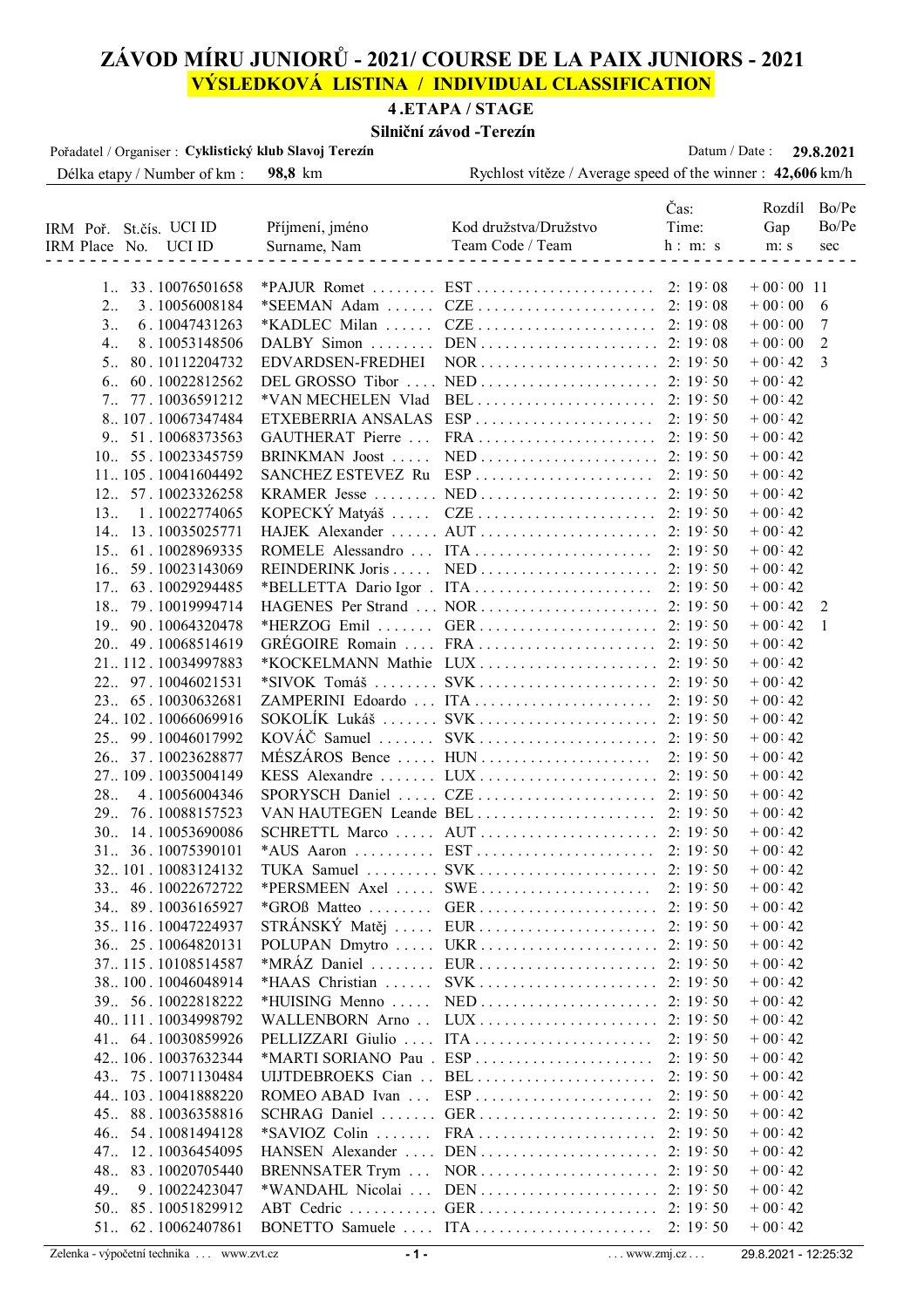# ZÁVOD MÍRU JUNIORŮ - 2021/ COURSE DE LA PAIX JUNIORS - 2021

## VÝSLEDKOVÁ LISTINA / INDIVIDUAL CLASSIFICATION

### 4 .ETAPA / STAGE

### Silniční závod -Terezín

Pořadatel / Organiser : **Cyklistický klub Slavoj Terezín** Datum / Date : **29.8.2021**

Délka etapy / Number of km : **98,8** km Rychlost vítěze / Average speed of the winner : **42,606** km/h

| IRM Poř. IRM Place | St.čís. No. | UCI ID | Příjmení, jméno Surname, Nam | Kod družstva/Družstvo Team Code / Team | Čas: Time: h : m: s | Rozdíl Gap m: s | Bo/Pe Bo/Pe sec |
|---|---|---|---|---|---|---|---|
| 1.. | 33 | 10076501658 | *PAJUR Romet | EST | 2: 19: 08 | + 00: 00 | 11 |
| 2.. | 3 | 10056008184 | *SEEMAN Adam | CZE | 2: 19: 08 | + 00: 00 | 6 |
| 3.. | 6 | 10047431263 | *KADLEC Milan | CZE | 2: 19: 08 | + 00: 00 | 7 |
| 4.. | 8 | 10053148506 | DALBY Simon | DEN | 2: 19: 08 | + 00: 00 | 2 |
| 5.. | 80 | 10112204732 | EDVARDSEN-FREDHEI | NOR | 2: 19: 50 | + 00: 42 | 3 |
| 6.. | 60 | 10022812562 | DEL GROSSO Tibor | NED | 2: 19: 50 | + 00: 42 | |
| 7.. | 77 | 10036591212 | *VAN MECHELEN Vlad | BEL | 2: 19: 50 | + 00: 42 | |
| 8.. | 107 | 10067347484 | ETXEBERRIA ANSALAS | ESP | 2: 19: 50 | + 00: 42 | |
| 9.. | 51 | 10068373563 | GAUTHERAT Pierre | FRA | 2: 19: 50 | + 00: 42 | |
| 10.. | 55 | 10023345759 | BRINKMAN Joost | NED | 2: 19: 50 | + 00: 42 | |
| 11.. | 105 | 10041604492 | SANCHEZ ESTEVEZ Ru | ESP | 2: 19: 50 | + 00: 42 | |
| 12.. | 57 | 10023326258 | KRAMER Jesse | NED | 2: 19: 50 | + 00: 42 | |
| 13.. | 1 | 10022774065 | KOPECKÝ Matyáš | CZE | 2: 19: 50 | + 00: 42 | |
| 14.. | 13 | 10035025771 | HAJEK Alexander | AUT | 2: 19: 50 | + 00: 42 | |
| 15.. | 61 | 10028969335 | ROMELE Alessandro | ITA | 2: 19: 50 | + 00: 42 | |
| 16.. | 59 | 10023143069 | REINDERINK Joris | NED | 2: 19: 50 | + 00: 42 | |
| 17.. | 63 | 10029294485 | *BELLETTA Dario Igor | ITA | 2: 19: 50 | + 00: 42 | |
| 18.. | 79 | 10019994714 | HAGENES Per Strand | NOR | 2: 19: 50 | + 00: 42 | 2 |
| 19.. | 90 | 10064320478 | *HERZOG Emil | GER | 2: 19: 50 | + 00: 42 | 1 |
| 20.. | 49 | 10068514619 | GRÉGOIRE Romain | FRA | 2: 19: 50 | + 00: 42 | |
| 21.. | 112 | 10034997883 | *KOCKELMANN Mathie | LUX | 2: 19: 50 | + 00: 42 | |
| 22.. | 97 | 10046021531 | *SIVOK Tomáš | SVK | 2: 19: 50 | + 00: 42 | |
| 23.. | 65 | 10030632681 | ZAMPERINI Edoardo | ITA | 2: 19: 50 | + 00: 42 | |
| 24.. | 102 | 10066069916 | SOKOLÍK Lukáš | SVK | 2: 19: 50 | + 00: 42 | |
| 25.. | 99 | 10046017992 | KOVÁČ Samuel | SVK | 2: 19: 50 | + 00: 42 | |
| 26.. | 37 | 10023628877 | MÉSZÁROS Bence | HUN | 2: 19: 50 | + 00: 42 | |
| 27.. | 109 | 10035004149 | KESS Alexandre | LUX | 2: 19: 50 | + 00: 42 | |
| 28.. | 4 | 10056004346 | SPORYSCH Daniel | CZE | 2: 19: 50 | + 00: 42 | |
| 29.. | 76 | 10088157523 | VAN HAUTEGEN Leande | BEL | 2: 19: 50 | + 00: 42 | |
| 30.. | 14 | 10053690086 | SCHRETTL Marco | AUT | 2: 19: 50 | + 00: 42 | |
| 31.. | 36 | 10075390101 | *AUS Aaron | EST | 2: 19: 50 | + 00: 42 | |
| 32.. | 101 | 10083124132 | TUKA Samuel | SVK | 2: 19: 50 | + 00: 42 | |
| 33.. | 46 | 10022672722 | *PERSMEEN Axel | SWE | 2: 19: 50 | + 00: 42 | |
| 34.. | 89 | 10036165927 | *GROß Matteo | GER | 2: 19: 50 | + 00: 42 | |
| 35.. | 116 | 10047224937 | STRÁNSKÝ Matěj | EUR | 2: 19: 50 | + 00: 42 | |
| 36.. | 25 | 10064820131 | POLUPAN Dmytro | UKR | 2: 19: 50 | + 00: 42 | |
| 37.. | 115 | 10108514587 | *MRÁZ Daniel | EUR | 2: 19: 50 | + 00: 42 | |
| 38.. | 100 | 10046048914 | *HAAS Christian | SVK | 2: 19: 50 | + 00: 42 | |
| 39.. | 56 | 10022818222 | *HUISING Menno | NED | 2: 19: 50 | + 00: 42 | |
| 40.. | 111 | 10034998792 | WALLENBORN Arno | LUX | 2: 19: 50 | + 00: 42 | |
| 41.. | 64 | 10030859926 | PELLIZZARI Giulio | ITA | 2: 19: 50 | + 00: 42 | |
| 42.. | 106 | 10037632344 | *MARTI SORIANO Pau | ESP | 2: 19: 50 | + 00: 42 | |
| 43.. | 75 | 10071130484 | UIJTDEBROEKS Cian | BEL | 2: 19: 50 | + 00: 42 | |
| 44.. | 103 | 10041888220 | ROMEO ABAD Ivan | ESP | 2: 19: 50 | + 00: 42 | |
| 45.. | 88 | 10036358816 | SCHRAG Daniel | GER | 2: 19: 50 | + 00: 42 | |
| 46.. | 54 | 10081494128 | *SAVIOZ Colin | FRA | 2: 19: 50 | + 00: 42 | |
| 47.. | 12 | 10036454095 | HANSEN Alexander | DEN | 2: 19: 50 | + 00: 42 | |
| 48.. | 83 | 10020705440 | BRENNSATER Trym | NOR | 2: 19: 50 | + 00: 42 | |
| 49.. | 9 | 10022423047 | *WANDAHL Nicolai | DEN | 2: 19: 50 | + 00: 42 | |
| 50.. | 85 | 10051829912 | ABT Cedric | GER | 2: 19: 50 | + 00: 42 | |
| 51.. | 62 | 10062407861 | BONETTO Samuele | ITA | 2: 19: 50 | + 00: 42 | |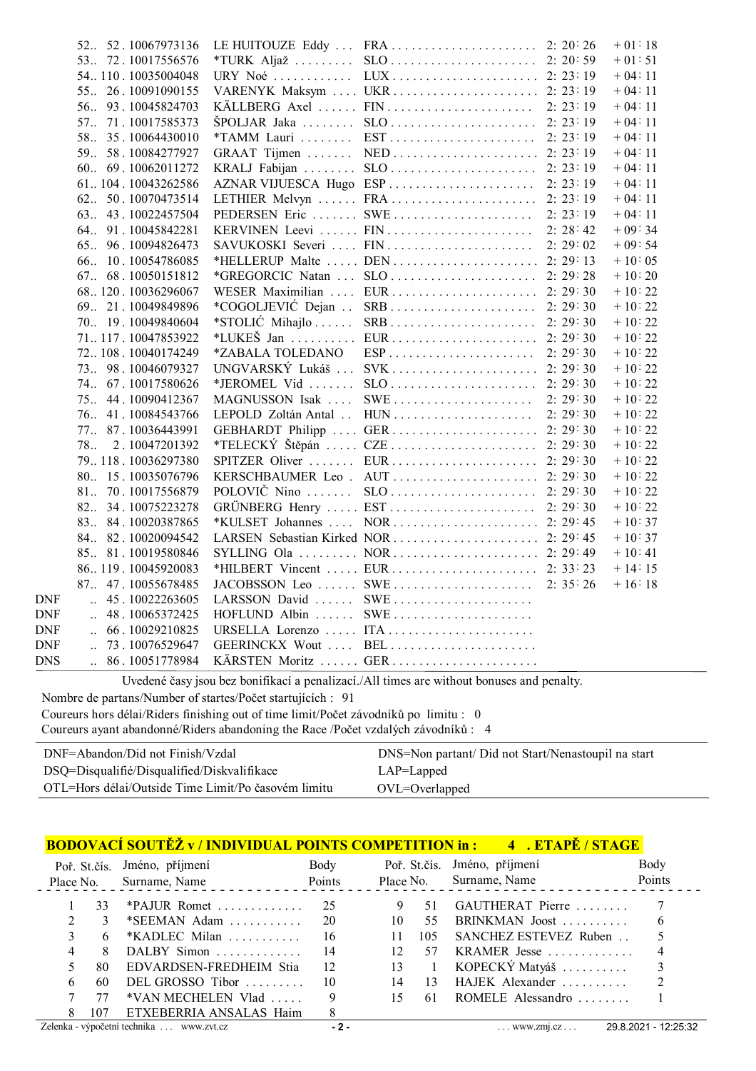| | | | | | | |
|---|---|---|---|---|---|---|
| 52.. | 52 | 10067973136 | LE HUITOUZE Eddy | FRA | 2:20:26 | +01:18 |
| 53.. | 72 | 10017556576 | *TURK Aljaž | SLO | 2:20:59 | +01:51 |
| 54.. | 110 | 10035004048 | URY Noé | LUX | 2:23:19 | +04:11 |
| 55.. | 26 | 10091090155 | VARENYK Maksym | UKR | 2:23:19 | +04:11 |
| 56.. | 93 | 10045824703 | KÄLLBERG Axel | FIN | 2:23:19 | +04:11 |
| 57.. | 71 | 10017585373 | ŠPOLJAR Jaka | SLO | 2:23:19 | +04:11 |
| 58.. | 35 | 10064430010 | *TAMM Lauri | EST | 2:23:19 | +04:11 |
| 59.. | 58 | 10084277927 | GRAAT Tijmen | NED | 2:23:19 | +04:11 |
| 60.. | 69 | 10062011272 | KRALJ Fabijan | SLO | 2:23:19 | +04:11 |
| 61.. | 104 | 10043262586 | AZNAR VIJUESCA Hugo | ESP | 2:23:19 | +04:11 |
| 62.. | 50 | 10070473514 | LETHIER Melvyn | FRA | 2:23:19 | +04:11 |
| 63.. | 43 | 10022457504 | PEDERSEN Eric | SWE | 2:23:19 | +04:11 |
| 64.. | 91 | 10045842281 | KERVINEN Leevi | FIN | 2:28:42 | +09:34 |
| 65.. | 96 | 10094826473 | SAVUKOSKI Severi | FIN | 2:29:02 | +09:54 |
| 66.. | 10 | 10054786085 | *HELLERUP Malte | DEN | 2:29:13 | +10:05 |
| 67.. | 68 | 10050151812 | *GREGORCIC Natan | SLO | 2:29:28 | +10:20 |
| 68.. | 120 | 10036296067 | WESER Maximilian | EUR | 2:29:30 | +10:22 |
| 69.. | 21 | 10049849896 | *COGOLJEVIĆ Dejan | SRB | 2:29:30 | +10:22 |
| 70.. | 19 | 10049840604 | *STOLIĆ Mihajlo | SRB | 2:29:30 | +10:22 |
| 71.. | 117 | 10047853922 | *LUKEŠ Jan | EUR | 2:29:30 | +10:22 |
| 72.. | 108 | 10040174249 | *ZABALA TOLEDANO | ESP | 2:29:30 | +10:22 |
| 73.. | 98 | 10046079327 | UNGVARSKÝ Lukáš | SVK | 2:29:30 | +10:22 |
| 74.. | 67 | 10017580626 | *JEROMEL Vid | SLO | 2:29:30 | +10:22 |
| 75.. | 44 | 10090412367 | MAGNUSSON Isak | SWE | 2:29:30 | +10:22 |
| 76.. | 41 | 10084543766 | LEPOLD Zoltán Antal | HUN | 2:29:30 | +10:22 |
| 77.. | 87 | 10036443991 | GEBHARDT Philipp | GER | 2:29:30 | +10:22 |
| 78.. | 2 | 10047201392 | *TELECKÝ Štěpán | CZE | 2:29:30 | +10:22 |
| 79.. | 118 | 10036297380 | SPITZER Oliver | EUR | 2:29:30 | +10:22 |
| 80.. | 15 | 10035076796 | KERSCHBAUMER Leo | AUT | 2:29:30 | +10:22 |
| 81.. | 70 | 10017556879 | POLOVIČ Nino | SLO | 2:29:30 | +10:22 |
| 82.. | 34 | 10075223278 | GRÜNBERG Henry | EST | 2:29:30 | +10:22 |
| 83.. | 84 | 10020387865 | *KULSET Johannes | NOR | 2:29:45 | +10:37 |
| 84.. | 82 | 10020094542 | LARSEN Sebastian Kirked | NOR | 2:29:45 | +10:37 |
| 85.. | 81 | 10019580846 | SYLLING Ola | NOR | 2:29:49 | +10:41 |
| 86.. | 119 | 10045920083 | *HILBERT Vincent | EUR | 2:33:23 | +14:15 |
| 87.. | 47 | 10055678485 | JACOBSSON Leo | SWE | 2:35:26 | +16:18 |
| DNF .. | 45 | 10022263605 | LARSSON David | SWE | | |
| DNF .. | 48 | 10065372425 | HOFLUND Albin | SWE | | |
| DNF .. | 66 | 10029210825 | URSELLA Lorenzo | ITA | | |
| DNF .. | 73 | 10076529647 | GEERINCKX Wout | BEL | | |
| DNS .. | 86 | 10051778984 | KÄRSTEN Moritz | GER | | |

Uvedené časy jsou bez bonifikací a penalizací./All times are without bonuses and penalty.

Nombre de partans/Number of startes/Počet startujících : 91
Coureurs hors délai/Riders finishing out of time limit/Počet závodníků po limitu : 0
Coureurs ayant abandonné/Riders abandoning the Race /Počet vzdalých závodníků : 4

| | |
|---|---|
| DNF=Abandon/Did not Finish/Vzdal | DNS=Non partant/ Did not Start/Nenastoupil na start |
| DSQ=Disqualifié/Disqualified/Diskvalifikace | LAP=Lapped |
| OTL=Hors délai/Outside Time Limit/Po časovém limitu | OVL=Overlapped |

## BODOVACÍ SOUTĚŽ v / INDIVIDUAL POINTS COMPETITION in : 4 . ETAPĚ / STAGE

| Poř. Place | St.čís. No. | Jméno, příjmení Surname, Name | Body Points |
|---|---|---|---|
| 1 | 33 | *PAJUR Romet | 25 |
| 2 | 3 | *SEEMAN Adam | 20 |
| 3 | 6 | *KADLEC Milan | 16 |
| 4 | 8 | DALBY Simon | 14 |
| 5 | 80 | EDVARDSEN-FREDHEIM Stia | 12 |
| 6 | 60 | DEL GROSSO Tibor | 10 |
| 7 | 77 | *VAN MECHELEN Vlad | 9 |
| 8 | 107 | ETXEBERRIA ANSALAS Haim | 8 |
| 9 | 51 | GAUTHERAT Pierre | 7 |
| 10 | 55 | BRINKMAN Joost | 6 |
| 11 | 105 | SANCHEZ ESTEVEZ Ruben | 5 |
| 12 | 57 | KRAMER Jesse | 4 |
| 13 | 1 | KOPECKÝ Matyáš | 3 |
| 14 | 13 | HAJEK Alexander | 2 |
| 15 | 61 | ROMELE Alessandro | 1 |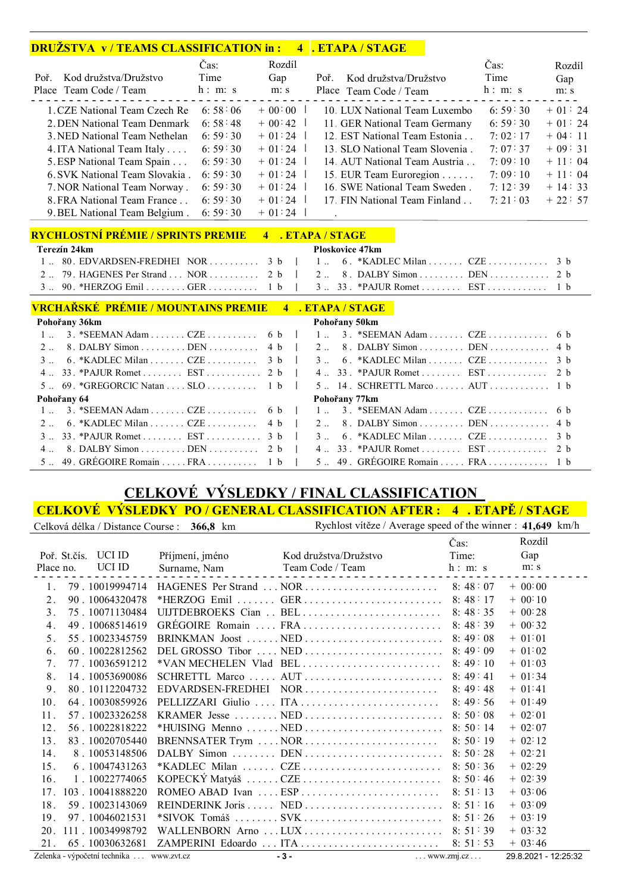## DRUŽSTVA v / TEAMS CLASSIFICATION in : 4 . ETAPA / STAGE

| Poř. Place | Kod družstva/Družstvo Team Code / Team | Čas: Time h : m: s | Rozdíl Gap m: s |
|---|---|---|---|
| 1. | CZE National Team Czech Re | 6: 58 : 06 | + 00 : 00 |
| 2. | DEN National Team Denmark | 6: 58 : 48 | + 00 : 42 |
| 3. | NED National Team Nethelan | 6: 59 : 30 | + 01 : 24 |
| 4. | ITA National Team Italy . . . . | 6: 59 : 30 | + 01 : 24 |
| 5. | ESP National Team Spain . . . | 6: 59 : 30 | + 01 : 24 |
| 6. | SVK National Team Slovakia . | 6: 59 : 30 | + 01 : 24 |
| 7. | NOR National Team Norway . | 6: 59 : 30 | + 01 : 24 |
| 8. | FRA National Team France . . | 6: 59 : 30 | + 01 : 24 |
| 9. | BEL National Team Belgium . | 6: 59 : 30 | + 01 : 24 |
| 10. | LUX National Team Luxembo | 6: 59 : 30 | + 01 : 24 |
| 11. | GER National Team Germany | 6: 59 : 30 | + 01 : 24 |
| 12. | EST National Team Estonia . . | 7: 02 : 17 | + 04 : 11 |
| 13. | SLO National Team Slovenia . | 7: 07 : 37 | + 09 : 31 |
| 14. | AUT National Team Austria . . | 7: 09 : 10 | + 11 : 04 |
| 15. | EUR Team Euroregion . . . . . . | 7: 09 : 10 | + 11 : 04 |
| 16. | SWE National Team Sweden . | 7: 12 : 39 | + 14 : 33 |
| 17. | FIN National Team Finland . . | 7: 21 : 03 | + 22 : 57 |

## RYCHLOSTNÍ PRÉMIE / SPRINTS PREMIE 4 . ETAPA / STAGE

**Terezín 24km**

| Poř. | St.č. | Jméno | Tým | Body |
|---|---|---|---|---|
| 1 | 80 | EDVARDSEN-FREDHEI | NOR | 3 b |
| 2 | 79 | HAGENES Per Strand | NOR | 2 b |
| 3 | 90 | *HERZOG Emil | GER | 1 b |

**Ploskovice 47km**

| Poř. | St.č. | Jméno | Tým | Body |
|---|---|---|---|---|
| 1 | 6 | *KADLEC Milan | CZE | 3 b |
| 2 | 8 | DALBY Simon | DEN | 2 b |
| 3 | 33 | *PAJUR Romet | EST | 1 b |

## VRCHAŘSKÉ PRÉMIE / MOUNTAINS PREMIE 4 . ETAPA / STAGE

**Pohořany 36km**

| Poř. | St.č. | Jméno | Tým | Body |
|---|---|---|---|---|
| 1 | 3 | *SEEMAN Adam | CZE | 6 b |
| 2 | 8 | DALBY Simon | DEN | 4 b |
| 3 | 6 | *KADLEC Milan | CZE | 3 b |
| 4 | 33 | *PAJUR Romet | EST | 2 b |
| 5 | 69 | *GREGORCIC Natan | SLO | 1 b |

**Pohořany 50km**

| Poř. | St.č. | Jméno | Tým | Body |
|---|---|---|---|---|
| 1 | 3 | *SEEMAN Adam | CZE | 6 b |
| 2 | 8 | DALBY Simon | DEN | 4 b |
| 3 | 6 | *KADLEC Milan | CZE | 3 b |
| 4 | 33 | *PAJUR Romet | EST | 2 b |
| 5 | 14 | SCHRETTL Marco | AUT | 1 b |

**Pohořany 64**

| Poř. | St.č. | Jméno | Tým | Body |
|---|---|---|---|---|
| 1 | 3 | *SEEMAN Adam | CZE | 6 b |
| 2 | 6 | *KADLEC Milan | CZE | 4 b |
| 3 | 33 | *PAJUR Romet | EST | 3 b |
| 4 | 8 | DALBY Simon | DEN | 2 b |
| 5 | 49 | GRÉGOIRE Romain | FRA | 1 b |

**Pohořany 77km**

| Poř. | St.č. | Jméno | Tým | Body |
|---|---|---|---|---|
| 1 | 3 | *SEEMAN Adam | CZE | 6 b |
| 2 | 8 | DALBY Simon | DEN | 4 b |
| 3 | 6 | *KADLEC Milan | CZE | 3 b |
| 4 | 33 | *PAJUR Romet | EST | 2 b |
| 5 | 49 | GRÉGOIRE Romain | FRA | 1 b |

# CELKOVÉ VÝSLEDKY / FINAL CLASSIFICATION

## CELKOVÉ VÝSLEDKY PO / GENERAL CLASSIFICATION AFTER : 4 . ETAPĚ / STAGE

Celková délka / Distance Course : **366,8** km — Rychlost vítěze / Average speed of the winner : **41,649** km/h

| Poř. Place | St.čís. no. | UCI ID | Příjmení, jméno Surname, Nam | Kod družstva/Družstvo Team Code / Team | Čas: Time: h : m: s | Rozdíl Gap m: s |
|---|---|---|---|---|---|---|
| 1. | 79 | 10019994714 | HAGENES Per Strand | NOR | 8: 48 : 07 | + 00 : 00 |
| 2. | 90 | 10064320478 | *HERZOG Emil | GER | 8: 48 : 17 | + 00 : 10 |
| 3. | 75 | 10071130484 | UIJTDEBROEKS Cian | BEL | 8: 48 : 35 | + 00 : 28 |
| 4. | 49 | 10068514619 | GRÉGOIRE Romain | FRA | 8: 48 : 39 | + 00 : 32 |
| 5. | 55 | 10023345759 | BRINKMAN Joost | NED | 8: 49 : 08 | + 01 : 01 |
| 6. | 60 | 10022812562 | DEL GROSSO Tibor | NED | 8: 49 : 09 | + 01 : 02 |
| 7. | 77 | 10036591212 | *VAN MECHELEN Vlad | BEL | 8: 49 : 10 | + 01 : 03 |
| 8. | 14 | 10053690086 | SCHRETTL Marco | AUT | 8: 49 : 41 | + 01 : 34 |
| 9. | 80 | 10112204732 | EDVARDSEN-FREDHEI | NOR | 8: 49 : 48 | + 01 : 41 |
| 10. | 64 | 10030859926 | PELLIZZARI Giulio | ITA | 8: 49 : 56 | + 01 : 49 |
| 11. | 57 | 10023326258 | KRAMER Jesse | NED | 8: 50 : 08 | + 02 : 01 |
| 12. | 56 | 10022818222 | *HUISING Menno | NED | 8: 50 : 14 | + 02 : 07 |
| 13. | 83 | 10020705440 | BRENNSATER Trym | NOR | 8: 50 : 19 | + 02 : 12 |
| 14. | 8 | 10053148506 | DALBY Simon | DEN | 8: 50 : 28 | + 02 : 21 |
| 15. | 6 | 10047431263 | *KADLEC Milan | CZE | 8: 50 : 36 | + 02 : 29 |
| 16. | 1 | 10022774065 | KOPECKÝ Matyáš | CZE | 8: 50 : 46 | + 02 : 39 |
| 17. | 103 | 10041888220 | ROMEO ABAD Ivan | ESP | 8: 51 : 13 | + 03 : 06 |
| 18. | 59 | 10023143069 | REINDERINK Joris | NED | 8: 51 : 16 | + 03 : 09 |
| 19. | 97 | 10046021531 | *SIVOK Tomáš | SVK | 8: 51 : 26 | + 03 : 19 |
| 20. | 111 | 10034998792 | WALLENBORN Arno | LUX | 8: 51 : 39 | + 03 : 32 |
| 21. | 65 | 10030632681 | ZAMPERINI Edoardo | ITA | 8: 51 : 53 | + 03 : 46 |

Zelenka - výpočetní technika . . . www.zvt.cz — . . . www.zmj.cz . . . — 29.8.2021 - 12:25:32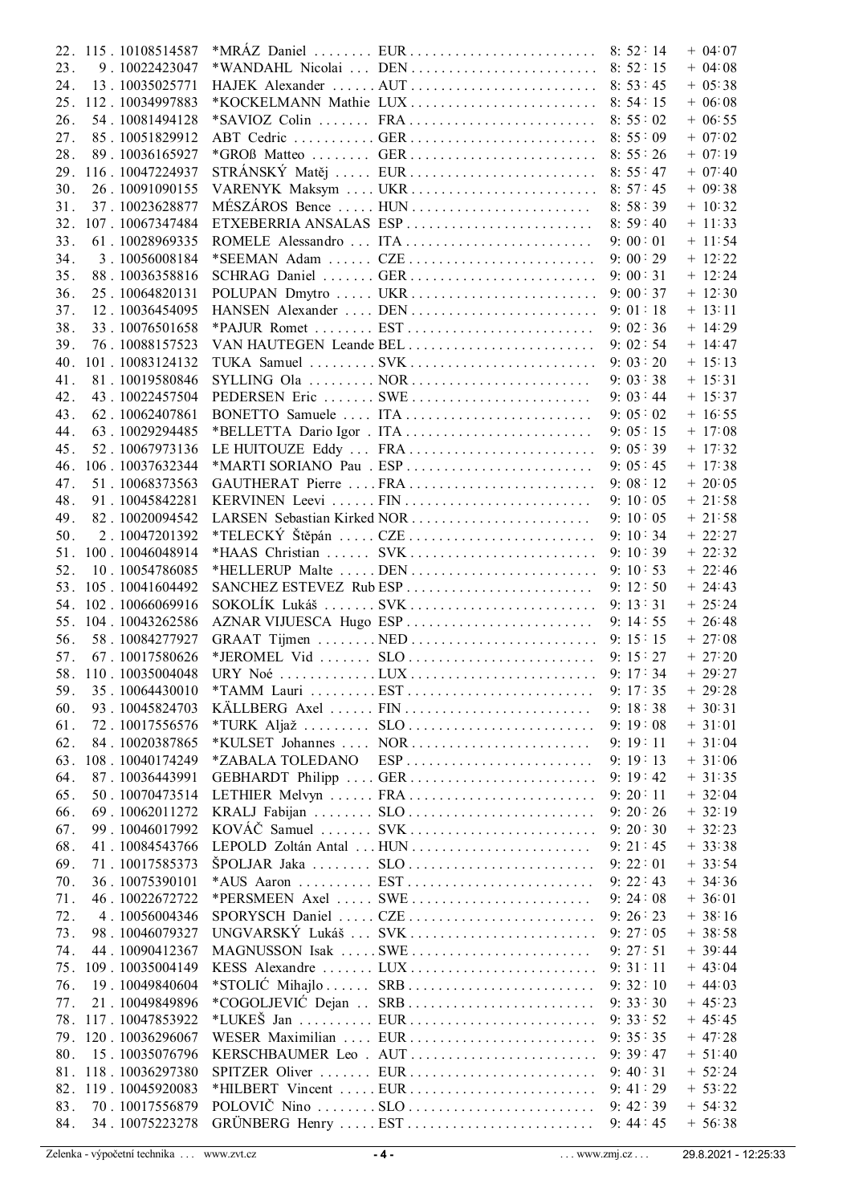| | | | | | | |
|---|---|---|---|---|---|---|
| 22. | 115 | 10108514587 | *MRÁZ Daniel | EUR | 8:52:14 | + 04:07 |
| 23. | 9 | 10022423047 | *WANDAHL Nicolai | DEN | 8:52:15 | + 04:08 |
| 24. | 13 | 10035025771 | HAJEK Alexander | AUT | 8:53:45 | + 05:38 |
| 25. | 112 | 10034997883 | *KOCKELMANN Mathie | LUX | 8:54:15 | + 06:08 |
| 26. | 54 | 10081494128 | *SAVIOZ Colin | FRA | 8:55:02 | + 06:55 |
| 27. | 85 | 10051829912 | ABT Cedric | GER | 8:55:09 | + 07:02 |
| 28. | 89 | 10036165927 | *GROß Matteo | GER | 8:55:26 | + 07:19 |
| 29. | 116 | 10047224937 | STRÁNSKÝ Matěj | EUR | 8:55:47 | + 07:40 |
| 30. | 26 | 10091090155 | VARENYK Maksym | UKR | 8:57:45 | + 09:38 |
| 31. | 37 | 10023628877 | MÉSZÁROS Bence | HUN | 8:58:39 | + 10:32 |
| 32. | 107 | 10067347484 | ETXEBERRIA ANSALAS | ESP | 8:59:40 | + 11:33 |
| 33. | 61 | 10028969335 | ROMELE Alessandro | ITA | 9:00:01 | + 11:54 |
| 34. | 3 | 10056008184 | *SEEMAN Adam | CZE | 9:00:29 | + 12:22 |
| 35. | 88 | 10036358816 | SCHRAG Daniel | GER | 9:00:31 | + 12:24 |
| 36. | 25 | 10064820131 | POLUPAN Dmytro | UKR | 9:00:37 | + 12:30 |
| 37. | 12 | 10036454095 | HANSEN Alexander | DEN | 9:01:18 | + 13:11 |
| 38. | 33 | 10076501658 | *PAJUR Romet | EST | 9:02:36 | + 14:29 |
| 39. | 76 | 10088157523 | VAN HAUTEGEN Leande | BEL | 9:02:54 | + 14:47 |
| 40. | 101 | 10083124132 | TUKA Samuel | SVK | 9:03:20 | + 15:13 |
| 41. | 81 | 10019580846 | SYLLING Ola | NOR | 9:03:38 | + 15:31 |
| 42. | 43 | 10022457504 | PEDERSEN Eric | SWE | 9:03:44 | + 15:37 |
| 43. | 62 | 10062407861 | BONETTO Samuele | ITA | 9:05:02 | + 16:55 |
| 44. | 63 | 10029294485 | *BELLETTA Dario Igor | ITA | 9:05:15 | + 17:08 |
| 45. | 52 | 10067973136 | LE HUITOUZE Eddy | FRA | 9:05:39 | + 17:32 |
| 46. | 106 | 10037632344 | *MARTI SORIANO Pau | ESP | 9:05:45 | + 17:38 |
| 47. | 51 | 10068373563 | GAUTHERAT Pierre | FRA | 9:08:12 | + 20:05 |
| 48. | 91 | 10045842281 | KERVINEN Leevi | FIN | 9:10:05 | + 21:58 |
| 49. | 82 | 10020094542 | LARSEN Sebastian Kirked | NOR | 9:10:05 | + 21:58 |
| 50. | 2 | 10047201392 | *TELECKÝ Štěpán | CZE | 9:10:34 | + 22:27 |
| 51. | 100 | 10046048914 | *HAAS Christian | SVK | 9:10:39 | + 22:32 |
| 52. | 10 | 10054786085 | *HELLERUP Malte | DEN | 9:10:53 | + 22:46 |
| 53. | 105 | 10041604492 | SANCHEZ ESTEVEZ Rub | ESP | 9:12:50 | + 24:43 |
| 54. | 102 | 10066069916 | SOKOLÍK Lukáš | SVK | 9:13:31 | + 25:24 |
| 55. | 104 | 10043262586 | AZNAR VIJUESCA Hugo | ESP | 9:14:55 | + 26:48 |
| 56. | 58 | 10084277927 | GRAAT Tijmen | NED | 9:15:15 | + 27:08 |
| 57. | 67 | 10017580626 | *JEROMEL Vid | SLO | 9:15:27 | + 27:20 |
| 58. | 110 | 10035004048 | URY Noé | LUX | 9:17:34 | + 29:27 |
| 59. | 35 | 10064430010 | *TAMM Lauri | EST | 9:17:35 | + 29:28 |
| 60. | 93 | 10045824703 | KÄLLBERG Axel | FIN | 9:18:38 | + 30:31 |
| 61. | 72 | 10017556576 | *TURK Aljaž | SLO | 9:19:08 | + 31:01 |
| 62. | 84 | 10020387865 | *KULSET Johannes | NOR | 9:19:11 | + 31:04 |
| 63. | 108 | 10040174249 | *ZABALA TOLEDANO | ESP | 9:19:13 | + 31:06 |
| 64. | 87 | 10036443991 | GEBHARDT Philipp | GER | 9:19:42 | + 31:35 |
| 65. | 50 | 10070473514 | LETHIER Melvyn | FRA | 9:20:11 | + 32:04 |
| 66. | 69 | 10062011272 | KRALJ Fabijan | SLO | 9:20:26 | + 32:19 |
| 67. | 99 | 10046017992 | KOVÁČ Samuel | SVK | 9:20:30 | + 32:23 |
| 68. | 41 | 10084543766 | LEPOLD Zoltán Antal | HUN | 9:21:45 | + 33:38 |
| 69. | 71 | 10017585373 | ŠPOLJAR Jaka | SLO | 9:22:01 | + 33:54 |
| 70. | 36 | 10075390101 | *AUS Aaron | EST | 9:22:43 | + 34:36 |
| 71. | 46 | 10022672722 | *PERSMEEN Axel | SWE | 9:24:08 | + 36:01 |
| 72. | 4 | 10056004346 | SPORYSCH Daniel | CZE | 9:26:23 | + 38:16 |
| 73. | 98 | 10046079327 | UNGVARSKÝ Lukáš | SVK | 9:27:05 | + 38:58 |
| 74. | 44 | 10090412367 | MAGNUSSON Isak | SWE | 9:27:51 | + 39:44 |
| 75. | 109 | 10035004149 | KESS Alexandre | LUX | 9:31:11 | + 43:04 |
| 76. | 19 | 10049840604 | *STOLIĆ Mihajlo | SRB | 9:32:10 | + 44:03 |
| 77. | 21 | 10049849896 | *COGOLJEVIĆ Dejan | SRB | 9:33:30 | + 45:23 |
| 78. | 117 | 10047853922 | *LUKEŠ Jan | EUR | 9:33:52 | + 45:45 |
| 79. | 120 | 10036296067 | WESER Maximilian | EUR | 9:35:35 | + 47:28 |
| 80. | 15 | 10035076796 | KERSCHBAUMER Leo | AUT | 9:39:47 | + 51:40 |
| 81. | 118 | 10036297380 | SPITZER Oliver | EUR | 9:40:31 | + 52:24 |
| 82. | 119 | 10045920083 | *HILBERT Vincent | EUR | 9:41:29 | + 53:22 |
| 83. | 70 | 10017556879 | POLOVIČ Nino | SLO | 9:42:39 | + 54:32 |
| 84. | 34 | 10075223278 | GRÜNBERG Henry | EST | 9:44:45 | + 56:38 |

Zelenka - výpočetní technika ... www.zvt.cz ... www.zmj.cz ... 29.8.2021 - 12:25:33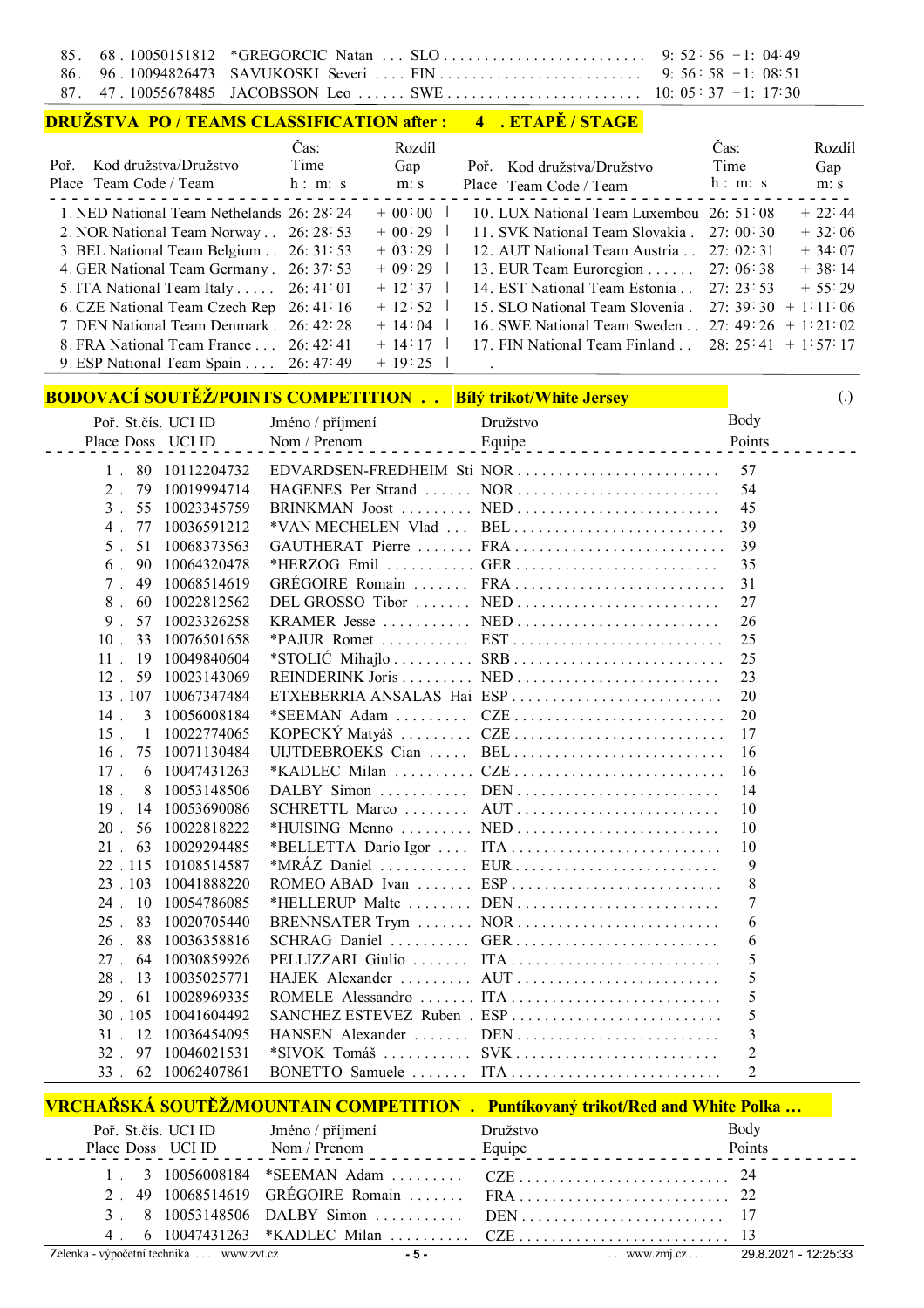| | | | | | |
|---|---|---|---|---|---|
| 85. | 68. 10050151812 | *GREGORCIC Natan | SLO | 9:52:56 | +1:04:49 |
| 86. | 96. 10094826473 | SAVUKOSKI Severi | FIN | 9:56:58 | +1:08:51 |
| 87. | 47. 10055678485 | JACOBSSON Leo | SWE | 10:05:37 | +1:17:30 |

## DRUŽSTVA PO / TEAMS CLASSIFICATION after : 4 . ETAPĚ / STAGE

| Poř. Place | Kod družstva/Družstvo Team Code / Team | Čas: Time h : m : s | Rozdíl Gap m : s |
|---|---|---|---|
| 1 | NED National Team Nethelands | 26:28:24 | + 00:00 |
| 2 | NOR National Team Norway | 26:28:53 | + 00:29 |
| 3 | BEL National Team Belgium | 26:31:53 | + 03:29 |
| 4 | GER National Team Germany | 26:37:53 | + 09:29 |
| 5 | ITA National Team Italy | 26:41:01 | + 12:37 |
| 6 | CZE National Team Czech Rep | 26:41:16 | + 12:52 |
| 7 | DEN National Team Denmark | 26:42:28 | + 14:04 |
| 8 | FRA National Team France | 26:42:41 | + 14:17 |
| 9 | ESP National Team Spain | 26:47:49 | + 19:25 |
| 10 | LUX National Team Luxembou | 26:51:08 | + 22:44 |
| 11 | SVK National Team Slovakia | 27:00:30 | + 32:06 |
| 12 | AUT National Team Austria | 27:02:31 | + 34:07 |
| 13 | EUR Team Euroregion | 27:06:38 | + 38:14 |
| 14 | EST National Team Estonia | 27:23:53 | + 55:29 |
| 15 | SLO National Team Slovenia | 27:39:30 | + 1:11:06 |
| 16 | SWE National Team Sweden | 27:49:26 | + 1:21:02 |
| 17 | FIN National Team Finland | 28:25:41 | + 1:57:17 |

## BODOVACÍ SOUTĚŽ/POINTS COMPETITION . . Bílý trikot/White Jersey (.)

| Poř. Place | St.čís. Doss | UCI ID | Jméno / příjmení Nom / Prenom | Družstvo Equipe | Body Points |
|---|---|---|---|---|---|
| 1. | 80 | 10112204732 | EDVARDSEN-FREDHEIM Sti | NOR | 57 |
| 2. | 79 | 10019994714 | HAGENES Per Strand | NOR | 54 |
| 3. | 55 | 10023345759 | BRINKMAN Joost | NED | 45 |
| 4. | 77 | 10036591212 | *VAN MECHELEN Vlad | BEL | 39 |
| 5. | 51 | 10068373563 | GAUTHERAT Pierre | FRA | 39 |
| 6. | 90 | 10064320478 | *HERZOG Emil | GER | 35 |
| 7. | 49 | 10068514619 | GRÉGOIRE Romain | FRA | 31 |
| 8. | 60 | 10022812562 | DEL GROSSO Tibor | NED | 27 |
| 9. | 57 | 10023326258 | KRAMER Jesse | NED | 26 |
| 10. | 33 | 10076501658 | *PAJUR Romet | EST | 25 |
| 11. | 19 | 10049840604 | *STOLIĆ Mihajlo | SRB | 25 |
| 12. | 59 | 10023143069 | REINDERINK Joris | NED | 23 |
| 13. | 107 | 10067347484 | ETXEBERRIA ANSALAS Hai | ESP | 20 |
| 14. | 3 | 10056008184 | *SEEMAN Adam | CZE | 20 |
| 15. | 1 | 10022774065 | KOPECKÝ Matyáš | CZE | 17 |
| 16. | 75 | 10071130484 | UIJTDEBROEKS Cian | BEL | 16 |
| 17. | 6 | 10047431263 | *KADLEC Milan | CZE | 16 |
| 18. | 8 | 10053148506 | DALBY Simon | DEN | 14 |
| 19. | 14 | 10053690086 | SCHRETTL Marco | AUT | 10 |
| 20. | 56 | 10022818222 | *HUISING Menno | NED | 10 |
| 21. | 63 | 10029294485 | *BELLETTA Dario Igor | ITA | 10 |
| 22. | 115 | 10108514587 | *MRÁZ Daniel | EUR | 9 |
| 23. | 103 | 10041888220 | ROMEO ABAD Ivan | ESP | 8 |
| 24. | 10 | 10054786085 | *HELLERUP Malte | DEN | 7 |
| 25. | 83 | 10020705440 | BRENNSATER Trym | NOR | 6 |
| 26. | 88 | 10036358816 | SCHRAG Daniel | GER | 6 |
| 27. | 64 | 10030859926 | PELLIZZARI Giulio | ITA | 5 |
| 28. | 13 | 10035025771 | HAJEK Alexander | AUT | 5 |
| 29. | 61 | 10028969335 | ROMELE Alessandro | ITA | 5 |
| 30. | 105 | 10041604492 | SANCHEZ ESTEVEZ Ruben | ESP | 5 |
| 31. | 12 | 10036454095 | HANSEN Alexander | DEN | 3 |
| 32. | 97 | 10046021531 | *SIVOK Tomáš | SVK | 2 |
| 33. | 62 | 10062407861 | BONETTO Samuele | ITA | 2 |

## VRCHAŘSKÁ SOUTĚŽ/MOUNTAIN COMPETITION . Puntíkovaný trikot/Red and White Polka ...

| Poř. Place | St.čís. Doss | UCI ID | Jméno / příjmení Nom / Prenom | Družstvo Equipe | Body Points |
|---|---|---|---|---|---|
| 1. | 3 | 10056008184 | *SEEMAN Adam | CZE | 24 |
| 2. | 49 | 10068514619 | GRÉGOIRE Romain | FRA | 22 |
| 3. | 8 | 10053148506 | DALBY Simon | DEN | 17 |
| 4. | 6 | 10047431263 | *KADLEC Milan | CZE | 13 |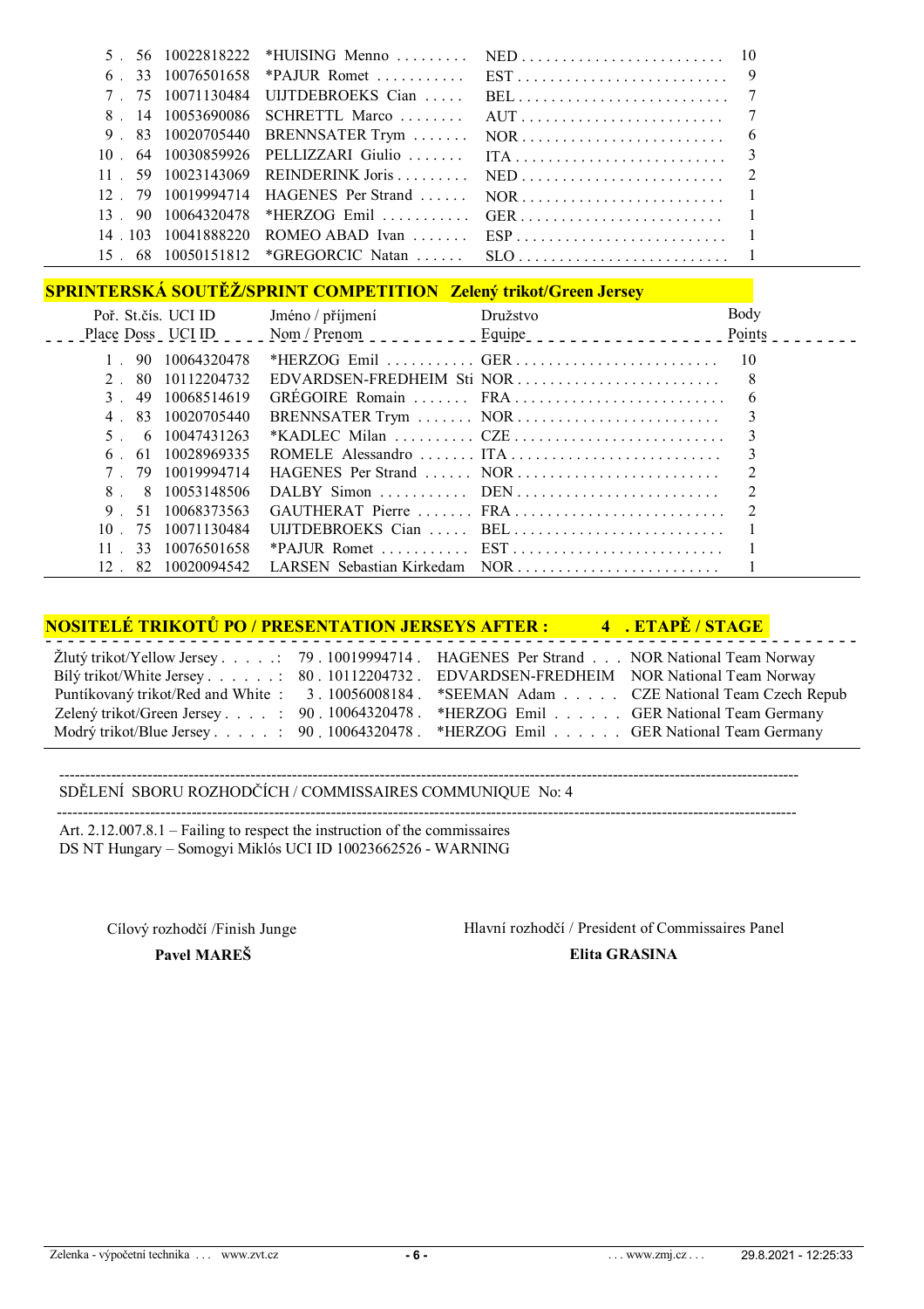| | | | | | |
|---|---|---|---|---|---|
| 5 | 56 | 10022818222 | *HUISING Menno | NED | 10 |
| 6 | 33 | 10076501658 | *PAJUR Romet | EST | 9 |
| 7 | 75 | 10071130484 | UIJTDEBROEKS Cian | BEL | 7 |
| 8 | 14 | 10053690086 | SCHRETTL Marco | AUT | 7 |
| 9 | 83 | 10020705440 | BRENNSATER Trym | NOR | 6 |
| 10 | 64 | 10030859926 | PELLIZZARI Giulio | ITA | 3 |
| 11 | 59 | 10023143069 | REINDERINK Joris | NED | 2 |
| 12 | 79 | 10019994714 | HAGENES Per Strand | NOR | 1 |
| 13 | 90 | 10064320478 | *HERZOG Emil | GER | 1 |
| 14 | 103 | 10041888220 | ROMEO ABAD Ivan | ESP | 1 |
| 15 | 68 | 10050151812 | *GREGORCIC Natan | SLO | 1 |

## SPRINTERSKÁ SOUTĚŽ/SPRINT COMPETITION Zelený trikot/Green Jersey

| Poř. Place | St.čís. Doss | UCI ID | Jméno / příjmení Nom / Prenom | Družstvo Equipe | Body Points |
|---|---|---|---|---|---|
| 1 | 90 | 10064320478 | *HERZOG Emil | GER | 10 |
| 2 | 80 | 10112204732 | EDVARDSEN-FREDHEIM Sti | NOR | 8 |
| 3 | 49 | 10068514619 | GRÉGOIRE Romain | FRA | 6 |
| 4 | 83 | 10020705440 | BRENNSATER Trym | NOR | 3 |
| 5 | 6 | 10047431263 | *KADLEC Milan | CZE | 3 |
| 6 | 61 | 10028969335 | ROMELE Alessandro | ITA | 3 |
| 7 | 79 | 10019994714 | HAGENES Per Strand | NOR | 2 |
| 8 | 8 | 10053148506 | DALBY Simon | DEN | 2 |
| 9 | 51 | 10068373563 | GAUTHERAT Pierre | FRA | 2 |
| 10 | 75 | 10071130484 | UIJTDEBROEKS Cian | BEL | 1 |
| 11 | 33 | 10076501658 | *PAJUR Romet | EST | 1 |
| 12 | 82 | 10020094542 | LARSEN Sebastian Kirkedam | NOR | 1 |

## NOSITELÉ TRIKOTŮ PO / PRESENTATION JERSEYS AFTER : 4 . ETAPĚ / STAGE

| | | | | |
|---|---|---|---|---|
| Žlutý trikot/Yellow Jersey | 79 . 10019994714 | HAGENES Per Strand | NOR | National Team Norway |
| Bílý trikot/White Jersey | 80 . 10112204732 | EDVARDSEN-FREDHEIM | NOR | National Team Norway |
| Puntíkovaný trikot/Red and White | 3 . 10056008184 | *SEEMAN Adam | CZE | National Team Czech Repub |
| Zelený trikot/Green Jersey | 90 . 10064320478 | *HERZOG Emil | GER | National Team Germany |
| Modrý trikot/Blue Jersey | 90 . 10064320478 | *HERZOG Emil | GER | National Team Germany |

SDĚLENÍ SBORU ROZHODČÍCH / COMMISSAIRES COMMUNIQUE No: 4

Art. 2.12.007.8.1 – Failing to respect the instruction of the commissaires
DS NT Hungary – Somogyi Miklós UCI ID 10023662526 - WARNING

Cílový rozhodčí /Finish Junge
**Pavel MAREŠ**

Hlavní rozhodčí / President of Commissaires Panel
**Elita GRASINA**